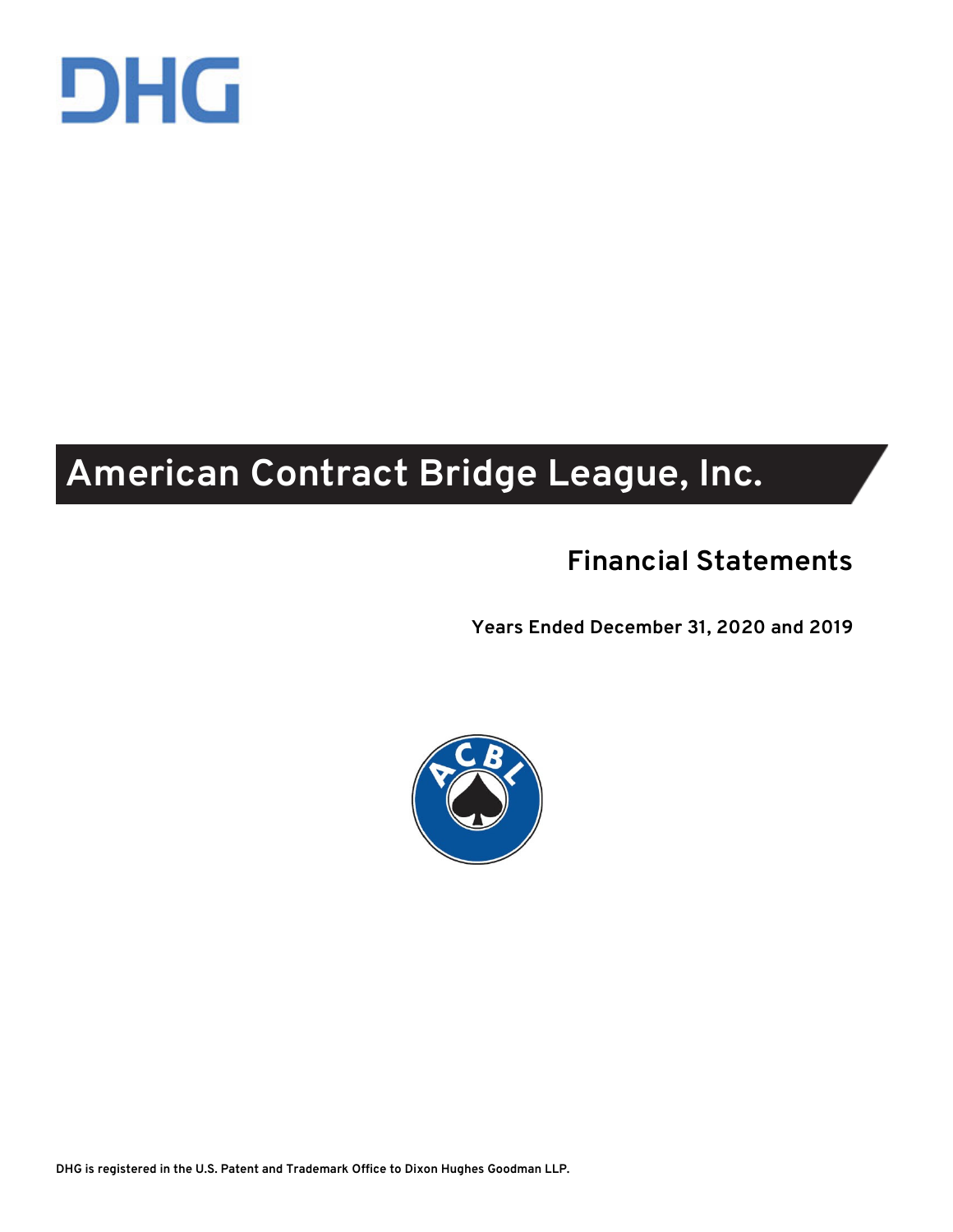DHG

# American Contract Bridge League, Inc.

## Financial Statements

**Years Ended December 31, 2020 and 2019**

DHG is registered in the U.S. Patent and Trademark Office to Dixon Hughes Goodman LLP.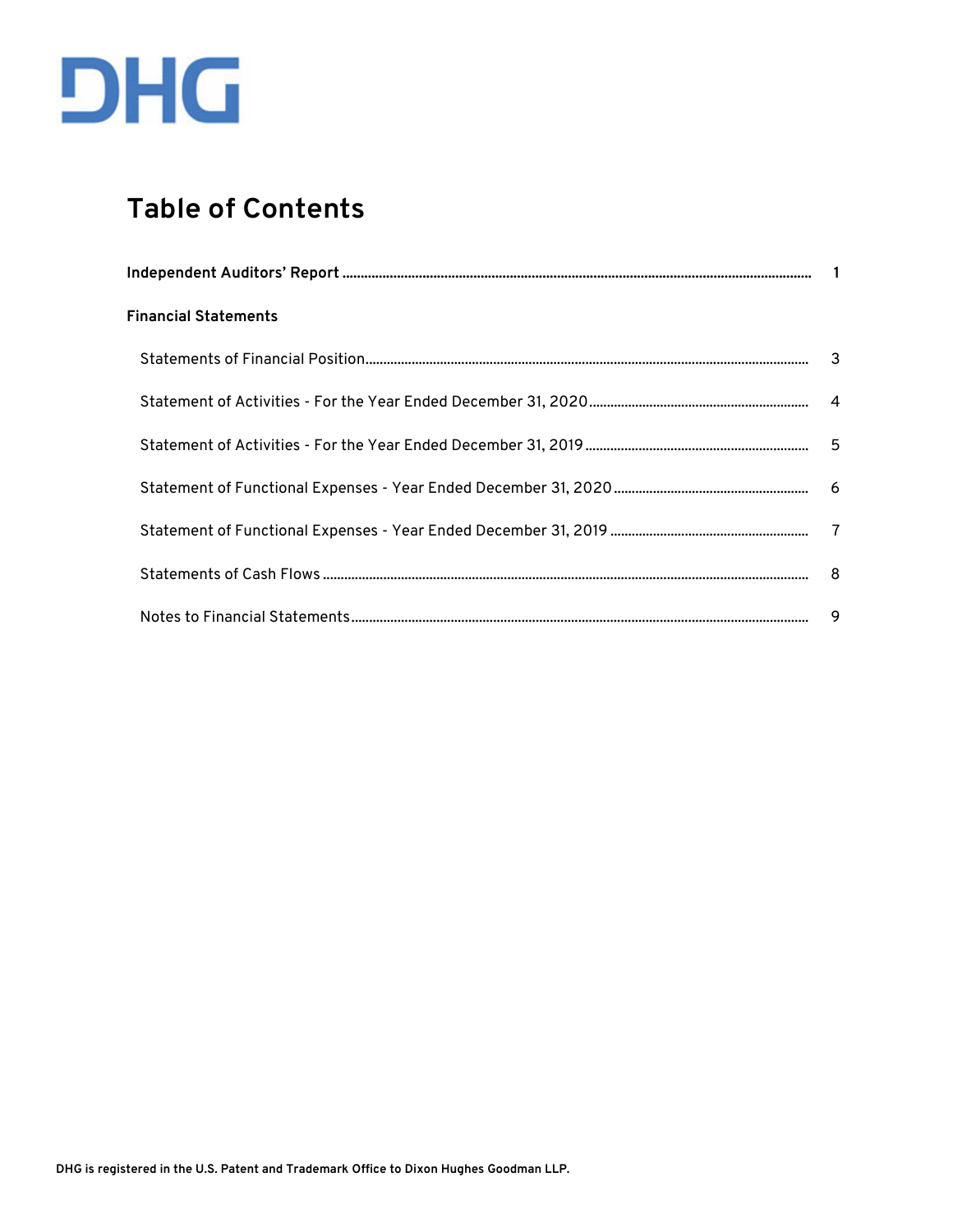DHG

# Table of Contents

| | |
|---|---|
| **Independent Auditors' Report** | **1** |
| **Financial Statements** | |
| Statements of Financial Position | 3 |
| Statement of Activities - For the Year Ended December 31, 2020 | 4 |
| Statement of Activities - For the Year Ended December 31, 2019 | 5 |
| Statement of Functional Expenses - Year Ended December 31, 2020 | 6 |
| Statement of Functional Expenses - Year Ended December 31, 2019 | 7 |
| Statements of Cash Flows | 8 |
| Notes to Financial Statements | 9 |

**DHG is registered in the U.S. Patent and Trademark Office to Dixon Hughes Goodman LLP.**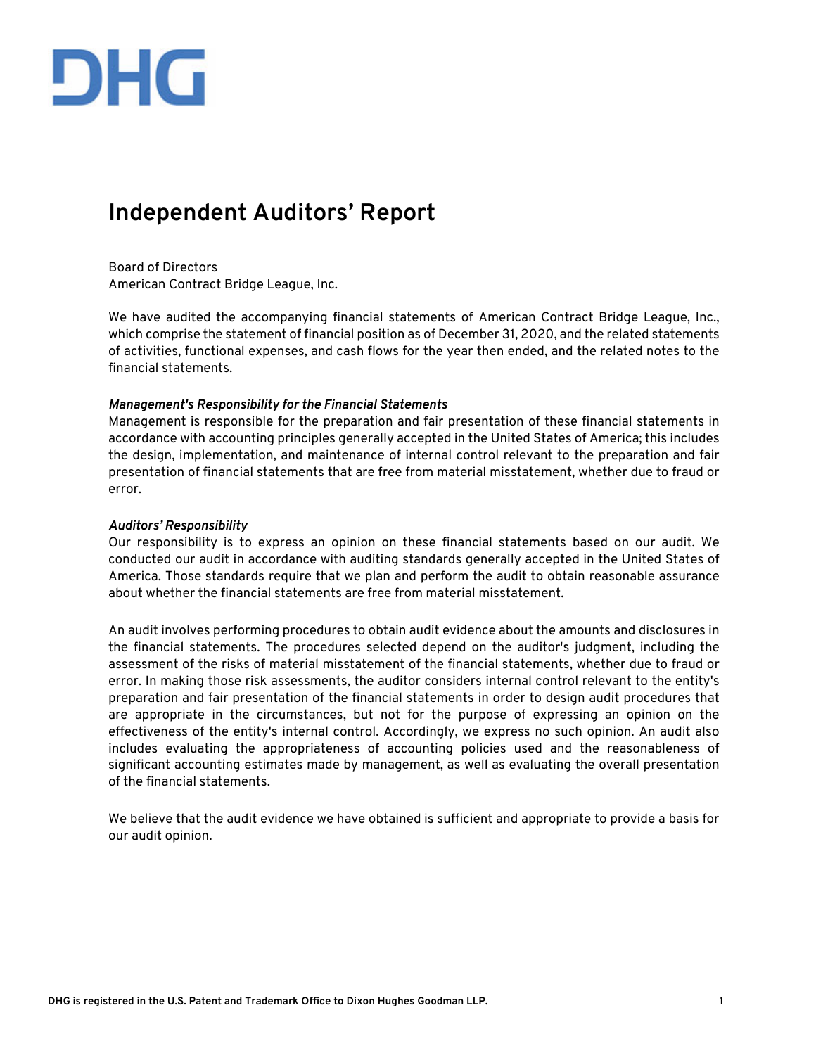DHG

# Independent Auditors' Report

Board of Directors
American Contract Bridge League, Inc.

We have audited the accompanying financial statements of American Contract Bridge League, Inc., which comprise the statement of financial position as of December 31, 2020, and the related statements of activities, functional expenses, and cash flows for the year then ended, and the related notes to the financial statements.

***Management's Responsibility for the Financial Statements***
Management is responsible for the preparation and fair presentation of these financial statements in accordance with accounting principles generally accepted in the United States of America; this includes the design, implementation, and maintenance of internal control relevant to the preparation and fair presentation of financial statements that are free from material misstatement, whether due to fraud or error.

***Auditors' Responsibility***
Our responsibility is to express an opinion on these financial statements based on our audit. We conducted our audit in accordance with auditing standards generally accepted in the United States of America. Those standards require that we plan and perform the audit to obtain reasonable assurance about whether the financial statements are free from material misstatement.

An audit involves performing procedures to obtain audit evidence about the amounts and disclosures in the financial statements. The procedures selected depend on the auditor's judgment, including the assessment of the risks of material misstatement of the financial statements, whether due to fraud or error. In making those risk assessments, the auditor considers internal control relevant to the entity's preparation and fair presentation of the financial statements in order to design audit procedures that are appropriate in the circumstances, but not for the purpose of expressing an opinion on the effectiveness of the entity's internal control. Accordingly, we express no such opinion. An audit also includes evaluating the appropriateness of accounting policies used and the reasonableness of significant accounting estimates made by management, as well as evaluating the overall presentation of the financial statements.

We believe that the audit evidence we have obtained is sufficient and appropriate to provide a basis for our audit opinion.

DHG is registered in the U.S. Patent and Trademark Office to Dixon Hughes Goodman LLP.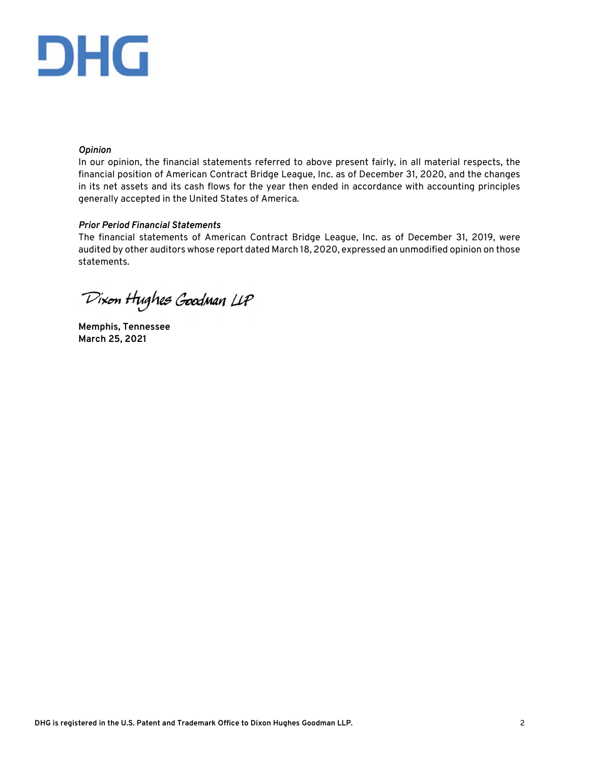***Opinion***

In our opinion, the financial statements referred to above present fairly, in all material respects, the financial position of American Contract Bridge League, Inc. as of December 31, 2020, and the changes in its net assets and its cash flows for the year then ended in accordance with accounting principles generally accepted in the United States of America.

***Prior Period Financial Statements***

The financial statements of American Contract Bridge League, Inc. as of December 31, 2019, were audited by other auditors whose report dated March 18, 2020, expressed an unmodified opinion on those statements.

Dixon Hughes Goodman LLP

**Memphis, Tennessee**
**March 25, 2021**

**DHG is registered in the U.S. Patent and Trademark Office to Dixon Hughes Goodman LLP.**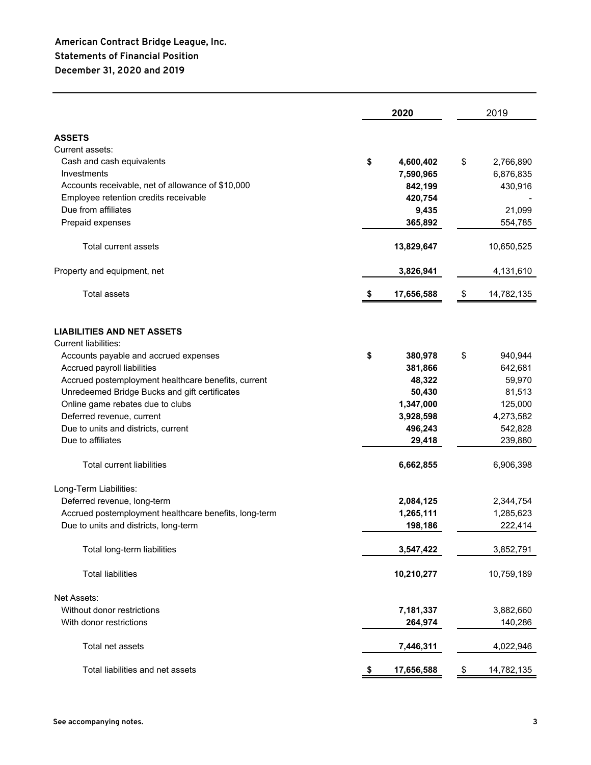**American Contract Bridge League, Inc.**
**Statements of Financial Position**
**December 31, 2020 and 2019**

| | 2020 | 2019 |
|---|---|---|
| **ASSETS** | | |
| Current assets: | | |
| Cash and cash equivalents | $ 4,600,402 | $ 2,766,890 |
| Investments | 7,590,965 | 6,876,835 |
| Accounts receivable, net of allowance of $10,000 | 842,199 | 430,916 |
| Employee retention credits receivable | 420,754 | - |
| Due from affiliates | 9,435 | 21,099 |
| Prepaid expenses | 365,892 | 554,785 |
| Total current assets | 13,829,647 | 10,650,525 |
| Property and equipment, net | 3,826,941 | 4,131,610 |
| Total assets | $ 17,656,588 | $ 14,782,135 |
| **LIABILITIES AND NET ASSETS** | | |
| Current liabilities: | | |
| Accounts payable and accrued expenses | $ 380,978 | $ 940,944 |
| Accrued payroll liabilities | 381,866 | 642,681 |
| Accrued postemployment healthcare benefits, current | 48,322 | 59,970 |
| Unredeemed Bridge Bucks and gift certificates | 50,430 | 81,513 |
| Online game rebates due to clubs | 1,347,000 | 125,000 |
| Deferred revenue, current | 3,928,598 | 4,273,582 |
| Due to units and districts, current | 496,243 | 542,828 |
| Due to affiliates | 29,418 | 239,880 |
| Total current liabilities | 6,662,855 | 6,906,398 |
| Long-Term Liabilities: | | |
| Deferred revenue, long-term | 2,084,125 | 2,344,754 |
| Accrued postemployment healthcare benefits, long-term | 1,265,111 | 1,285,623 |
| Due to units and districts, long-term | 198,186 | 222,414 |
| Total long-term liabilities | 3,547,422 | 3,852,791 |
| Total liabilities | 10,210,277 | 10,759,189 |
| Net Assets: | | |
| Without donor restrictions | 7,181,337 | 3,882,660 |
| With donor restrictions | 264,974 | 140,286 |
| Total net assets | 7,446,311 | 4,022,946 |
| Total liabilities and net assets | $ 17,656,588 | $ 14,782,135 |

**See accompanying notes.**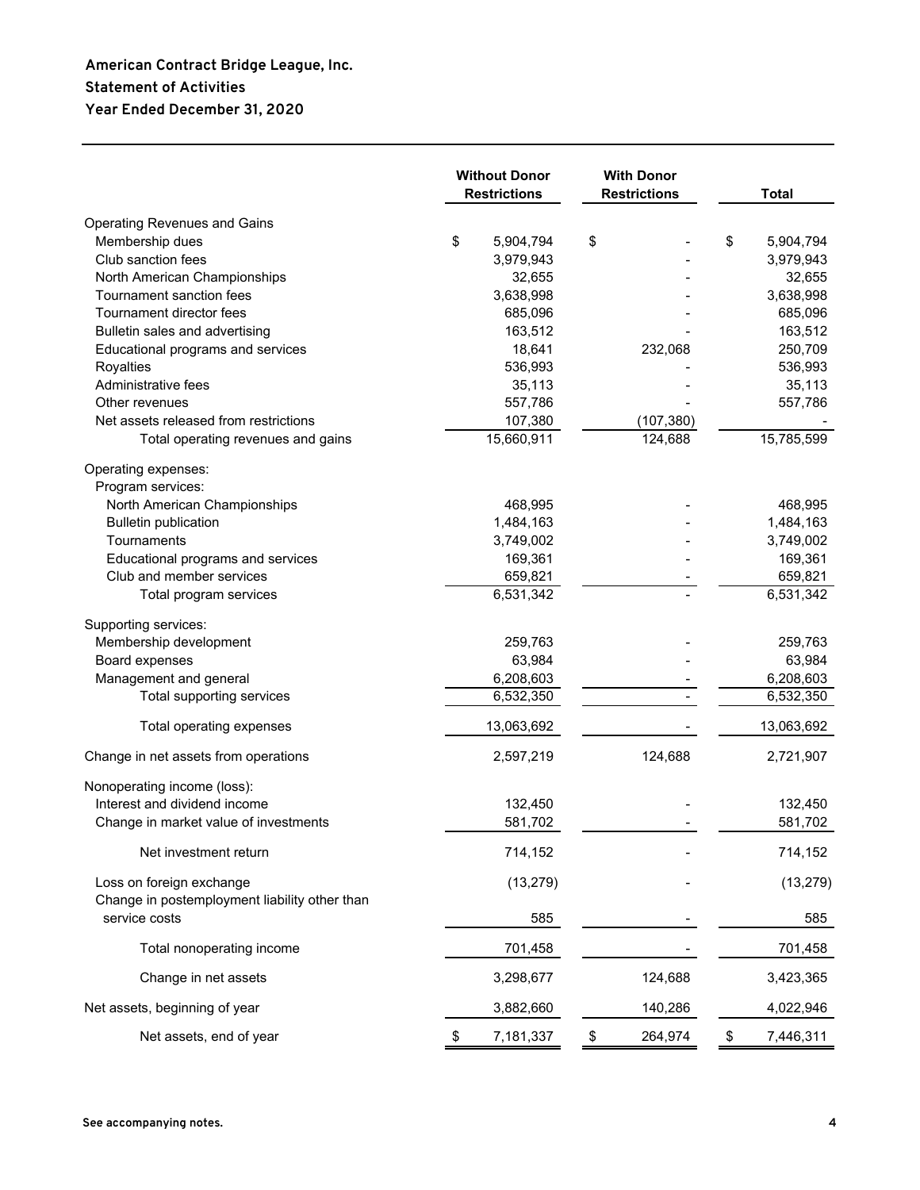**American Contract Bridge League, Inc.**
**Statement of Activities**
**Year Ended December 31, 2020**

| | Without Donor Restrictions | With Donor Restrictions | Total |
|---|---|---|---|
| Operating Revenues and Gains | | | |
| Membership dues | $ 5,904,794 | $ - | $ 5,904,794 |
| Club sanction fees | 3,979,943 | - | 3,979,943 |
| North American Championships | 32,655 | - | 32,655 |
| Tournament sanction fees | 3,638,998 | - | 3,638,998 |
| Tournament director fees | 685,096 | - | 685,096 |
| Bulletin sales and advertising | 163,512 | - | 163,512 |
| Educational programs and services | 18,641 | 232,068 | 250,709 |
| Royalties | 536,993 | - | 536,993 |
| Administrative fees | 35,113 | - | 35,113 |
| Other revenues | 557,786 | - | 557,786 |
| Net assets released from restrictions | 107,380 | (107,380) | - |
| Total operating revenues and gains | 15,660,911 | 124,688 | 15,785,599 |
| Operating expenses: | | | |
| Program services: | | | |
| North American Championships | 468,995 | - | 468,995 |
| Bulletin publication | 1,484,163 | - | 1,484,163 |
| Tournaments | 3,749,002 | - | 3,749,002 |
| Educational programs and services | 169,361 | - | 169,361 |
| Club and member services | 659,821 | - | 659,821 |
| Total program services | 6,531,342 | - | 6,531,342 |
| Supporting services: | | | |
| Membership development | 259,763 | - | 259,763 |
| Board expenses | 63,984 | - | 63,984 |
| Management and general | 6,208,603 | - | 6,208,603 |
| Total supporting services | 6,532,350 | - | 6,532,350 |
| Total operating expenses | 13,063,692 | - | 13,063,692 |
| Change in net assets from operations | 2,597,219 | 124,688 | 2,721,907 |
| Nonoperating income (loss): | | | |
| Interest and dividend income | 132,450 | - | 132,450 |
| Change in market value of investments | 581,702 | - | 581,702 |
| Net investment return | 714,152 | - | 714,152 |
| Loss on foreign exchange | (13,279) | - | (13,279) |
| Change in postemployment liability other than service costs | 585 | - | 585 |
| Total nonoperating income | 701,458 | - | 701,458 |
| Change in net assets | 3,298,677 | 124,688 | 3,423,365 |
| Net assets, beginning of year | 3,882,660 | 140,286 | 4,022,946 |
| Net assets, end of year | $ 7,181,337 | $ 264,974 | $ 7,446,311 |

**See accompanying notes.**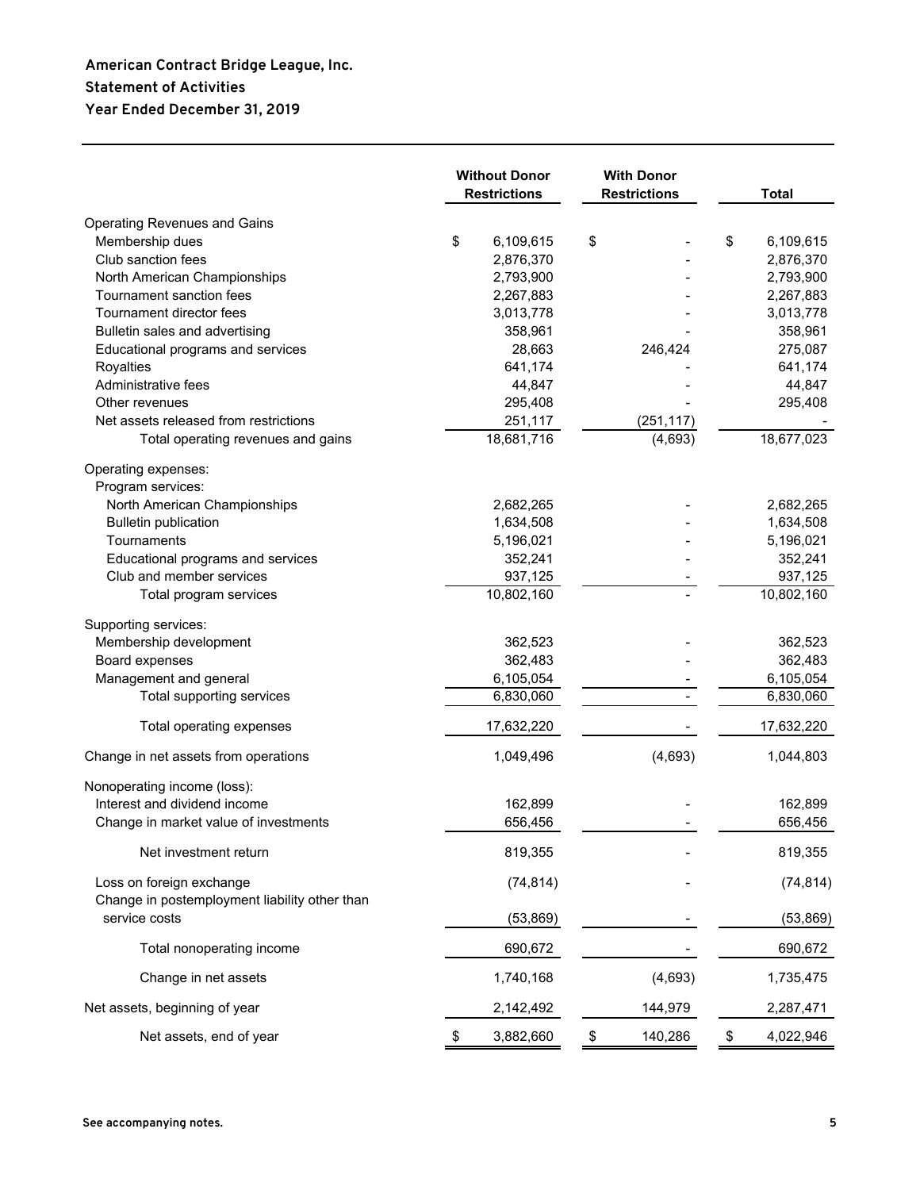**American Contract Bridge League, Inc.**
**Statement of Activities**
**Year Ended December 31, 2019**

| | Without Donor Restrictions | With Donor Restrictions | Total |
|---|---|---|---|
| Operating Revenues and Gains | | | |
| Membership dues | $ 6,109,615 | $ - | $ 6,109,615 |
| Club sanction fees | 2,876,370 | - | 2,876,370 |
| North American Championships | 2,793,900 | - | 2,793,900 |
| Tournament sanction fees | 2,267,883 | - | 2,267,883 |
| Tournament director fees | 3,013,778 | - | 3,013,778 |
| Bulletin sales and advertising | 358,961 | - | 358,961 |
| Educational programs and services | 28,663 | 246,424 | 275,087 |
| Royalties | 641,174 | - | 641,174 |
| Administrative fees | 44,847 | - | 44,847 |
| Other revenues | 295,408 | - | 295,408 |
| Net assets released from restrictions | 251,117 | (251,117) | - |
| Total operating revenues and gains | 18,681,716 | (4,693) | 18,677,023 |
| Operating expenses: | | | |
| Program services: | | | |
| North American Championships | 2,682,265 | - | 2,682,265 |
| Bulletin publication | 1,634,508 | - | 1,634,508 |
| Tournaments | 5,196,021 | - | 5,196,021 |
| Educational programs and services | 352,241 | - | 352,241 |
| Club and member services | 937,125 | - | 937,125 |
| Total program services | 10,802,160 | - | 10,802,160 |
| Supporting services: | | | |
| Membership development | 362,523 | - | 362,523 |
| Board expenses | 362,483 | - | 362,483 |
| Management and general | 6,105,054 | - | 6,105,054 |
| Total supporting services | 6,830,060 | - | 6,830,060 |
| Total operating expenses | 17,632,220 | - | 17,632,220 |
| Change in net assets from operations | 1,049,496 | (4,693) | 1,044,803 |
| Nonoperating income (loss): | | | |
| Interest and dividend income | 162,899 | - | 162,899 |
| Change in market value of investments | 656,456 | - | 656,456 |
| Net investment return | 819,355 | - | 819,355 |
| Loss on foreign exchange | (74,814) | - | (74,814) |
| Change in postemployment liability other than service costs | (53,869) | - | (53,869) |
| Total nonoperating income | 690,672 | - | 690,672 |
| Change in net assets | 1,740,168 | (4,693) | 1,735,475 |
| Net assets, beginning of year | 2,142,492 | 144,979 | 2,287,471 |
| Net assets, end of year | $ 3,882,660 | $ 140,286 | $ 4,022,946 |

**See accompanying notes.**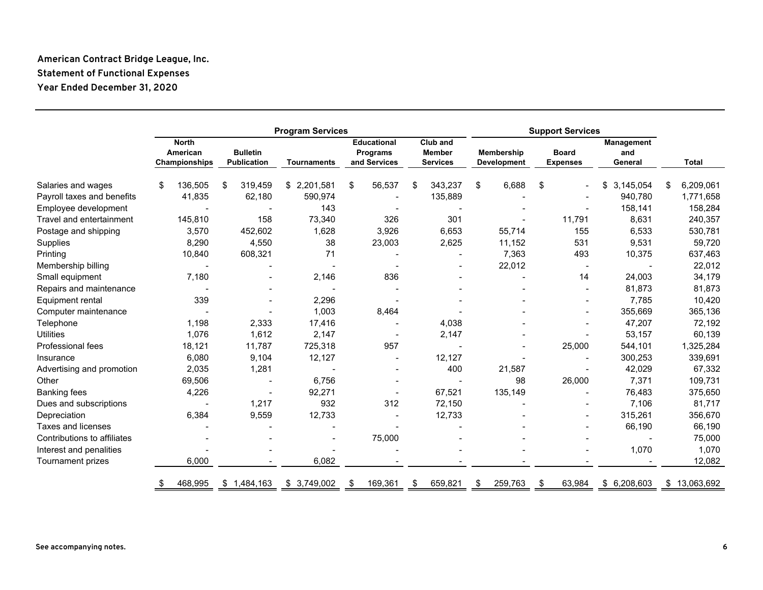**American Contract Bridge League, Inc.**
**Statement of Functional Expenses**
**Year Ended December 31, 2020**

| | Program Services | | | | | Support Services | | | |
|---|---|---|---|---|---|---|---|---|---|
| | North American Championships | Bulletin Publication | Tournaments | Educational Programs and Services | Club and Member Services | Membership Development | Board Expenses | Management and General | Total |
| Salaries and wages | $ 136,505 | $ 319,459 | $ 2,201,581 | $ 56,537 | $ 343,237 | $ 6,688 | $ - | $ 3,145,054 | $ 6,209,061 |
| Payroll taxes and benefits | 41,835 | 62,180 | 590,974 | - | 135,889 | - | - | 940,780 | 1,771,658 |
| Employee development | - | - | 143 | - | - | - | - | 158,141 | 158,284 |
| Travel and entertainment | 145,810 | 158 | 73,340 | 326 | 301 | - | 11,791 | 8,631 | 240,357 |
| Postage and shipping | 3,570 | 452,602 | 1,628 | 3,926 | 6,653 | 55,714 | 155 | 6,533 | 530,781 |
| Supplies | 8,290 | 4,550 | 38 | 23,003 | 2,625 | 11,152 | 531 | 9,531 | 59,720 |
| Printing | 10,840 | 608,321 | 71 | - | - | 7,363 | 493 | 10,375 | 637,463 |
| Membership billing | - | - | - | - | - | 22,012 | - | - | 22,012 |
| Small equipment | 7,180 | - | 2,146 | 836 | - | - | 14 | 24,003 | 34,179 |
| Repairs and maintenance | - | - | - | - | - | - | - | 81,873 | 81,873 |
| Equipment rental | 339 | - | 2,296 | - | - | - | - | 7,785 | 10,420 |
| Computer maintenance | - | - | 1,003 | 8,464 | - | - | - | 355,669 | 365,136 |
| Telephone | 1,198 | 2,333 | 17,416 | - | 4,038 | - | - | 47,207 | 72,192 |
| Utilities | 1,076 | 1,612 | 2,147 | - | 2,147 | - | - | 53,157 | 60,139 |
| Professional fees | 18,121 | 11,787 | 725,318 | 957 | - | - | 25,000 | 544,101 | 1,325,284 |
| Insurance | 6,080 | 9,104 | 12,127 | - | 12,127 | - | - | 300,253 | 339,691 |
| Advertising and promotion | 2,035 | 1,281 | - | - | 400 | 21,587 | - | 42,029 | 67,332 |
| Other | 69,506 | - | 6,756 | - | - | 98 | 26,000 | 7,371 | 109,731 |
| Banking fees | 4,226 | - | 92,271 | - | 67,521 | 135,149 | - | 76,483 | 375,650 |
| Dues and subscriptions | - | 1,217 | 932 | 312 | 72,150 | - | - | 7,106 | 81,717 |
| Depreciation | 6,384 | 9,559 | 12,733 | - | 12,733 | - | - | 315,261 | 356,670 |
| Taxes and licenses | - | - | - | - | - | - | - | 66,190 | 66,190 |
| Contributions to affiliates | - | - | - | 75,000 | - | - | - | - | 75,000 |
| Interest and penalities | - | - | - | - | - | - | - | 1,070 | 1,070 |
| Tournament prizes | 6,000 | - | 6,082 | - | - | - | - | - | 12,082 |
| | $ 468,995 | $ 1,484,163 | $ 3,749,002 | $ 169,361 | $ 659,821 | $ 259,763 | $ 63,984 | $ 6,208,603 | $ 13,063,692 |

**See accompanying notes.**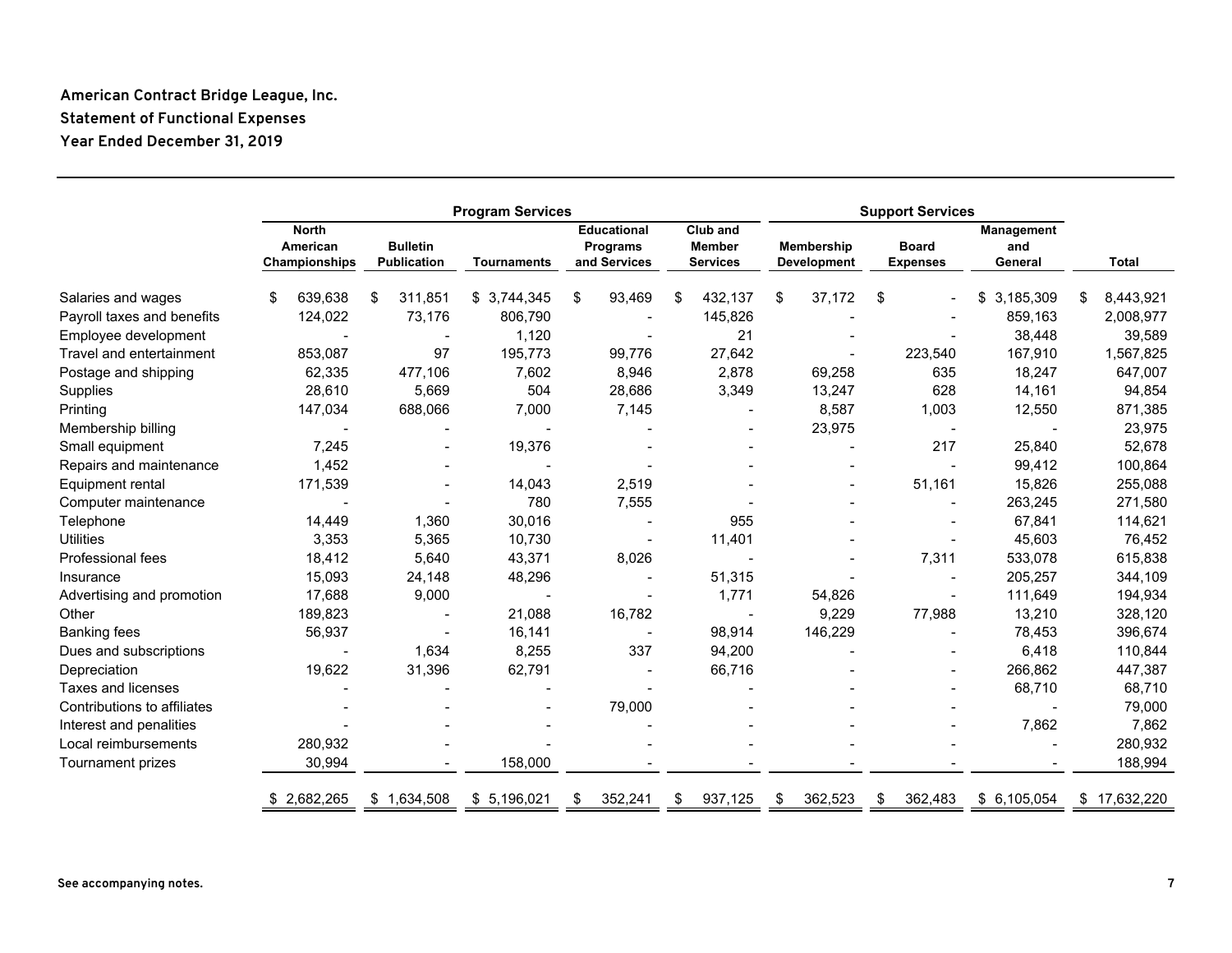**American Contract Bridge League, Inc.**
**Statement of Functional Expenses**
**Year Ended December 31, 2019**

| | Program Services | | | | | Support Services | | | |
|---|---|---|---|---|---|---|---|---|---|
| | North American Championships | Bulletin Publication | Tournaments | Educational Programs and Services | Club and Member Services | Membership Development | Board Expenses | Management and General | Total |
| Salaries and wages | $ 639,638 | $ 311,851 | $ 3,744,345 | $ 93,469 | $ 432,137 | $ 37,172 | $ - | $ 3,185,309 | $ 8,443,921 |
| Payroll taxes and benefits | 124,022 | 73,176 | 806,790 | - | 145,826 | - | - | 859,163 | 2,008,977 |
| Employee development | - | - | 1,120 | - | 21 | - | - | 38,448 | 39,589 |
| Travel and entertainment | 853,087 | 97 | 195,773 | 99,776 | 27,642 | - | 223,540 | 167,910 | 1,567,825 |
| Postage and shipping | 62,335 | 477,106 | 7,602 | 8,946 | 2,878 | 69,258 | 635 | 18,247 | 647,007 |
| Supplies | 28,610 | 5,669 | 504 | 28,686 | 3,349 | 13,247 | 628 | 14,161 | 94,854 |
| Printing | 147,034 | 688,066 | 7,000 | 7,145 | - | 8,587 | 1,003 | 12,550 | 871,385 |
| Membership billing | - | - | - | - | - | 23,975 | - | - | 23,975 |
| Small equipment | 7,245 | - | 19,376 | - | - | - | 217 | 25,840 | 52,678 |
| Repairs and maintenance | 1,452 | - | - | - | - | - | - | 99,412 | 100,864 |
| Equipment rental | 171,539 | - | 14,043 | 2,519 | - | - | 51,161 | 15,826 | 255,088 |
| Computer maintenance | - | - | 780 | 7,555 | - | - | - | 263,245 | 271,580 |
| Telephone | 14,449 | 1,360 | 30,016 | - | 955 | - | - | 67,841 | 114,621 |
| Utilities | 3,353 | 5,365 | 10,730 | - | 11,401 | - | - | 45,603 | 76,452 |
| Professional fees | 18,412 | 5,640 | 43,371 | 8,026 | - | - | 7,311 | 533,078 | 615,838 |
| Insurance | 15,093 | 24,148 | 48,296 | - | 51,315 | - | - | 205,257 | 344,109 |
| Advertising and promotion | 17,688 | 9,000 | - | - | 1,771 | 54,826 | - | 111,649 | 194,934 |
| Other | 189,823 | - | 21,088 | 16,782 | - | 9,229 | 77,988 | 13,210 | 328,120 |
| Banking fees | 56,937 | - | 16,141 | - | 98,914 | 146,229 | - | 78,453 | 396,674 |
| Dues and subscriptions | - | 1,634 | 8,255 | 337 | 94,200 | - | - | 6,418 | 110,844 |
| Depreciation | 19,622 | 31,396 | 62,791 | - | 66,716 | - | - | 266,862 | 447,387 |
| Taxes and licenses | - | - | - | - | - | - | - | 68,710 | 68,710 |
| Contributions to affiliates | - | - | - | 79,000 | - | - | - | - | 79,000 |
| Interest and penalities | - | - | - | - | - | - | - | 7,862 | 7,862 |
| Local reimbursements | 280,932 | - | - | - | - | - | - | - | 280,932 |
| Tournament prizes | 30,994 | - | 158,000 | - | - | - | - | - | 188,994 |
| | $ 2,682,265 | $ 1,634,508 | $ 5,196,021 | $ 352,241 | $ 937,125 | $ 362,523 | $ 362,483 | $ 6,105,054 | $ 17,632,220 |

**See accompanying notes.**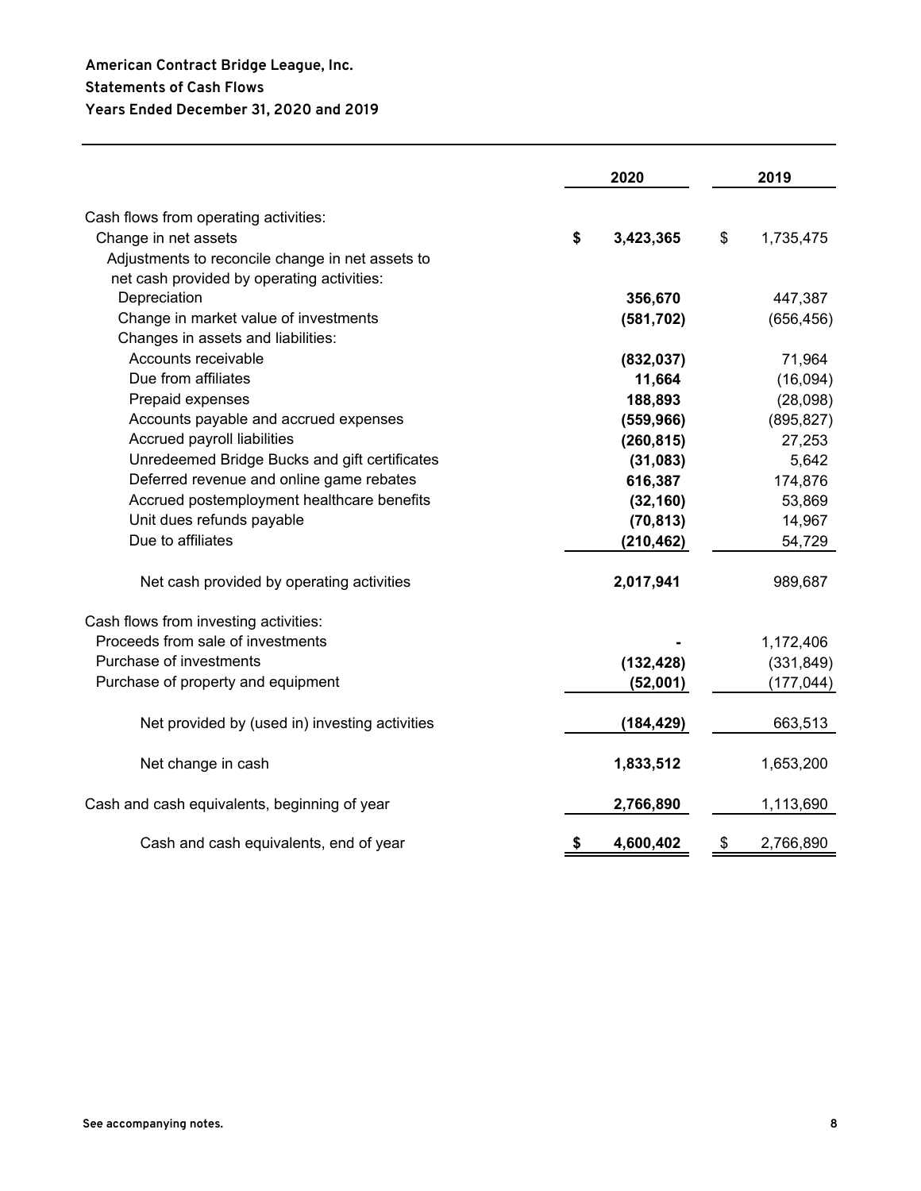**American Contract Bridge League, Inc.**
**Statements of Cash Flows**
**Years Ended December 31, 2020 and 2019**

| | 2020 | 2019 |
|---|---|---|
| Cash flows from operating activities: | | |
| Change in net assets | **$ 3,423,365** | $ 1,735,475 |
| Adjustments to reconcile change in net assets to net cash provided by operating activities: | | |
| Depreciation | **356,670** | 447,387 |
| Change in market value of investments | **(581,702)** | (656,456) |
| Changes in assets and liabilities: | | |
| Accounts receivable | **(832,037)** | 71,964 |
| Due from affiliates | **11,664** | (16,094) |
| Prepaid expenses | **188,893** | (28,098) |
| Accounts payable and accrued expenses | **(559,966)** | (895,827) |
| Accrued payroll liabilities | **(260,815)** | 27,253 |
| Unredeemed Bridge Bucks and gift certificates | **(31,083)** | 5,642 |
| Deferred revenue and online game rebates | **616,387** | 174,876 |
| Accrued postemployment healthcare benefits | **(32,160)** | 53,869 |
| Unit dues refunds payable | **(70,813)** | 14,967 |
| Due to affiliates | **(210,462)** | 54,729 |
| Net cash provided by operating activities | **2,017,941** | 989,687 |
| Cash flows from investing activities: | | |
| Proceeds from sale of investments | **-** | 1,172,406 |
| Purchase of investments | **(132,428)** | (331,849) |
| Purchase of property and equipment | **(52,001)** | (177,044) |
| Net provided by (used in) investing activities | **(184,429)** | 663,513 |
| Net change in cash | **1,833,512** | 1,653,200 |
| Cash and cash equivalents, beginning of year | **2,766,890** | 1,113,690 |
| Cash and cash equivalents, end of year | **$ 4,600,402** | $ 2,766,890 |

**See accompanying notes.**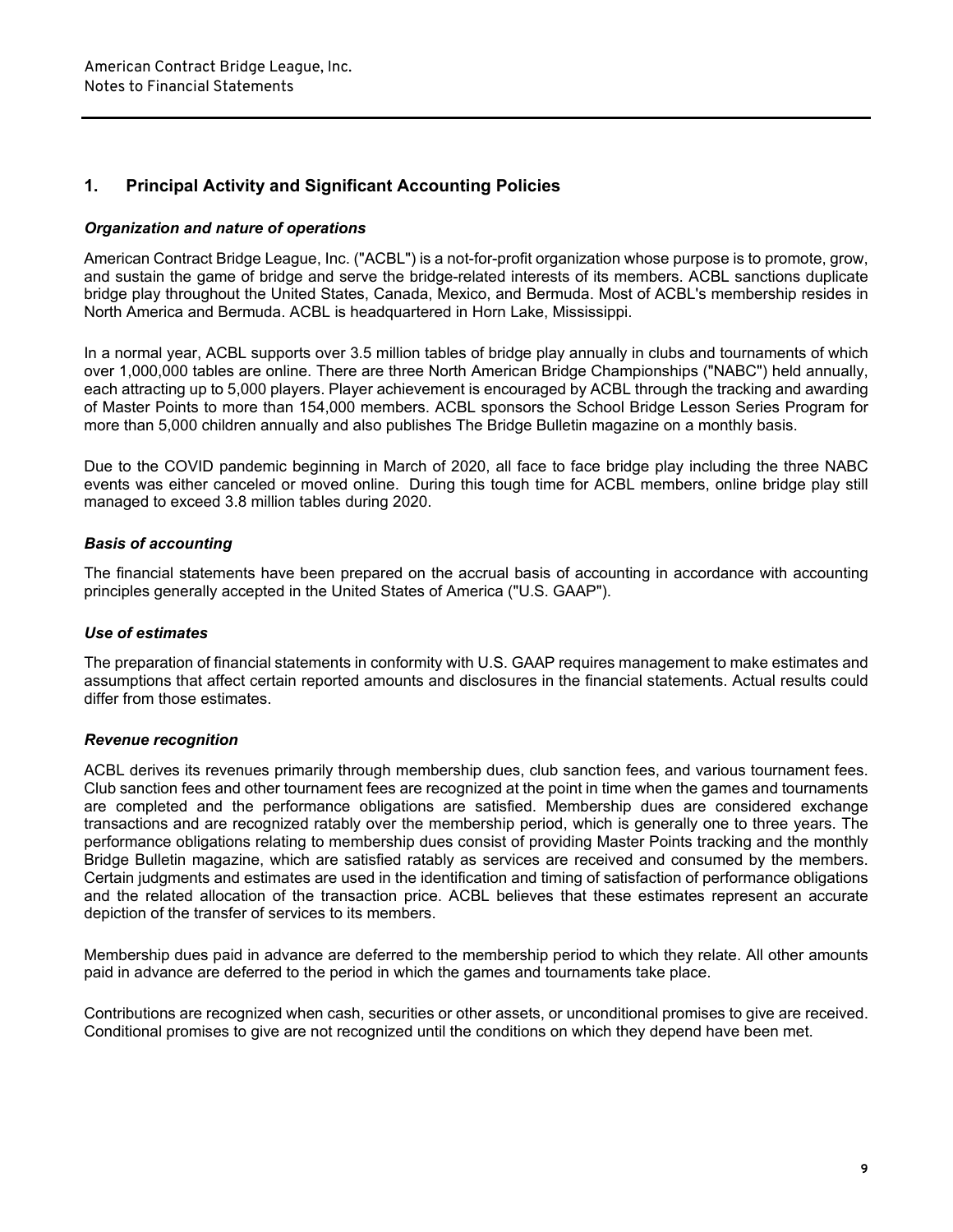## 1. Principal Activity and Significant Accounting Policies

### *Organization and nature of operations*

American Contract Bridge League, Inc. ("ACBL") is a not-for-profit organization whose purpose is to promote, grow, and sustain the game of bridge and serve the bridge-related interests of its members. ACBL sanctions duplicate bridge play throughout the United States, Canada, Mexico, and Bermuda. Most of ACBL's membership resides in North America and Bermuda. ACBL is headquartered in Horn Lake, Mississippi.

In a normal year, ACBL supports over 3.5 million tables of bridge play annually in clubs and tournaments of which over 1,000,000 tables are online. There are three North American Bridge Championships ("NABC") held annually, each attracting up to 5,000 players. Player achievement is encouraged by ACBL through the tracking and awarding of Master Points to more than 154,000 members. ACBL sponsors the School Bridge Lesson Series Program for more than 5,000 children annually and also publishes The Bridge Bulletin magazine on a monthly basis.

Due to the COVID pandemic beginning in March of 2020, all face to face bridge play including the three NABC events was either canceled or moved online. During this tough time for ACBL members, online bridge play still managed to exceed 3.8 million tables during 2020.

### *Basis of accounting*

The financial statements have been prepared on the accrual basis of accounting in accordance with accounting principles generally accepted in the United States of America ("U.S. GAAP").

### *Use of estimates*

The preparation of financial statements in conformity with U.S. GAAP requires management to make estimates and assumptions that affect certain reported amounts and disclosures in the financial statements. Actual results could differ from those estimates.

### *Revenue recognition*

ACBL derives its revenues primarily through membership dues, club sanction fees, and various tournament fees. Club sanction fees and other tournament fees are recognized at the point in time when the games and tournaments are completed and the performance obligations are satisfied. Membership dues are considered exchange transactions and are recognized ratably over the membership period, which is generally one to three years. The performance obligations relating to membership dues consist of providing Master Points tracking and the monthly Bridge Bulletin magazine, which are satisfied ratably as services are received and consumed by the members. Certain judgments and estimates are used in the identification and timing of satisfaction of performance obligations and the related allocation of the transaction price. ACBL believes that these estimates represent an accurate depiction of the transfer of services to its members.

Membership dues paid in advance are deferred to the membership period to which they relate. All other amounts paid in advance are deferred to the period in which the games and tournaments take place.

Contributions are recognized when cash, securities or other assets, or unconditional promises to give are received. Conditional promises to give are not recognized until the conditions on which they depend have been met.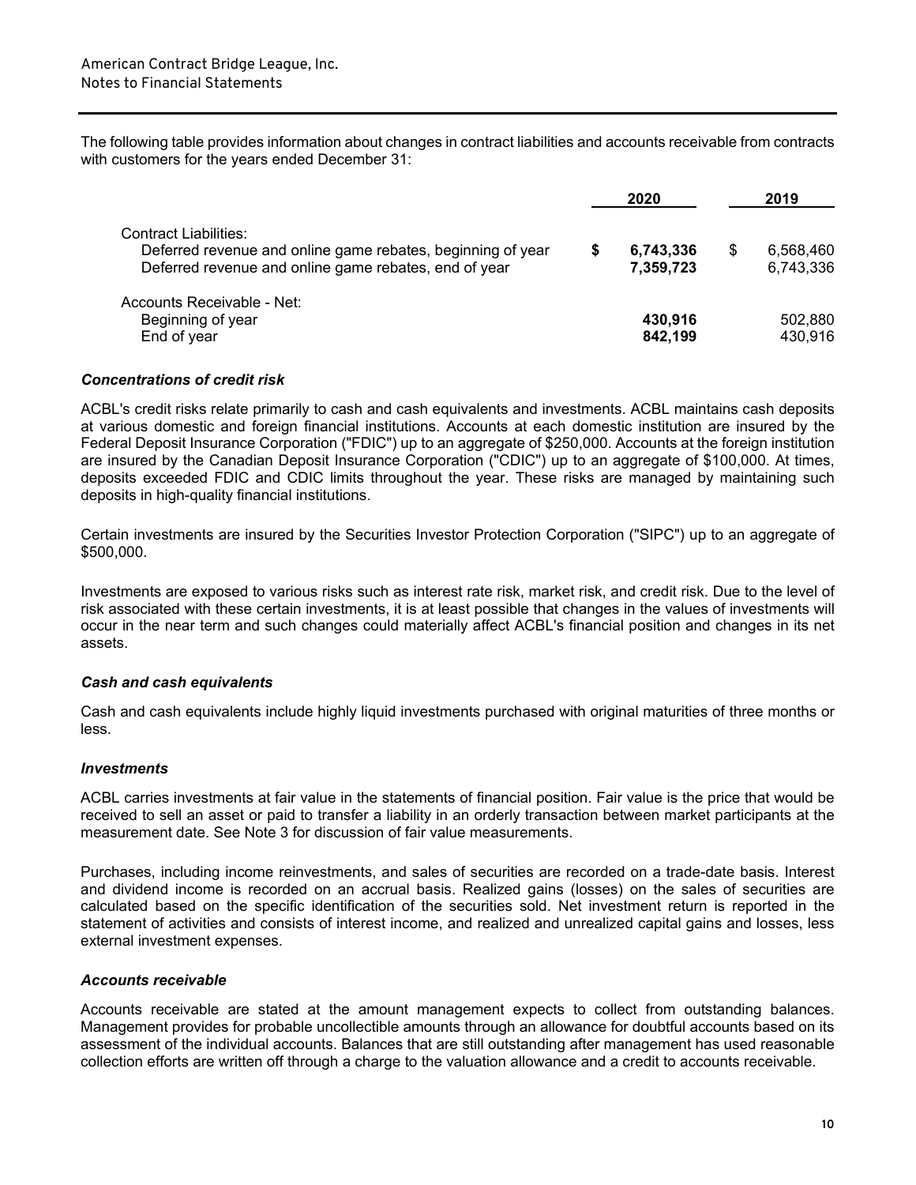The following table provides information about changes in contract liabilities and accounts receivable from contracts with customers for the years ended December 31:

| | 2020 | 2019 |
|---|---|---|
| Contract Liabilities: | | |
| Deferred revenue and online game rebates, beginning of year | **$ 6,743,336** | $ 6,568,460 |
| Deferred revenue and online game rebates, end of year | **7,359,723** | 6,743,336 |
| Accounts Receivable - Net: | | |
| Beginning of year | **430,916** | 502,880 |
| End of year | **842,199** | 430,916 |

### *Concentrations of credit risk*

ACBL's credit risks relate primarily to cash and cash equivalents and investments. ACBL maintains cash deposits at various domestic and foreign financial institutions. Accounts at each domestic institution are insured by the Federal Deposit Insurance Corporation ("FDIC") up to an aggregate of $250,000. Accounts at the foreign institution are insured by the Canadian Deposit Insurance Corporation ("CDIC") up to an aggregate of $100,000. At times, deposits exceeded FDIC and CDIC limits throughout the year. These risks are managed by maintaining such deposits in high-quality financial institutions.

Certain investments are insured by the Securities Investor Protection Corporation ("SIPC") up to an aggregate of $500,000.

Investments are exposed to various risks such as interest rate risk, market risk, and credit risk. Due to the level of risk associated with these certain investments, it is at least possible that changes in the values of investments will occur in the near term and such changes could materially affect ACBL's financial position and changes in its net assets.

### *Cash and cash equivalents*

Cash and cash equivalents include highly liquid investments purchased with original maturities of three months or less.

### *Investments*

ACBL carries investments at fair value in the statements of financial position. Fair value is the price that would be received to sell an asset or paid to transfer a liability in an orderly transaction between market participants at the measurement date. See Note 3 for discussion of fair value measurements.

Purchases, including income reinvestments, and sales of securities are recorded on a trade-date basis. Interest and dividend income is recorded on an accrual basis. Realized gains (losses) on the sales of securities are calculated based on the specific identification of the securities sold. Net investment return is reported in the statement of activities and consists of interest income, and realized and unrealized capital gains and losses, less external investment expenses.

### *Accounts receivable*

Accounts receivable are stated at the amount management expects to collect from outstanding balances. Management provides for probable uncollectible amounts through an allowance for doubtful accounts based on its assessment of the individual accounts. Balances that are still outstanding after management has used reasonable collection efforts are written off through a charge to the valuation allowance and a credit to accounts receivable.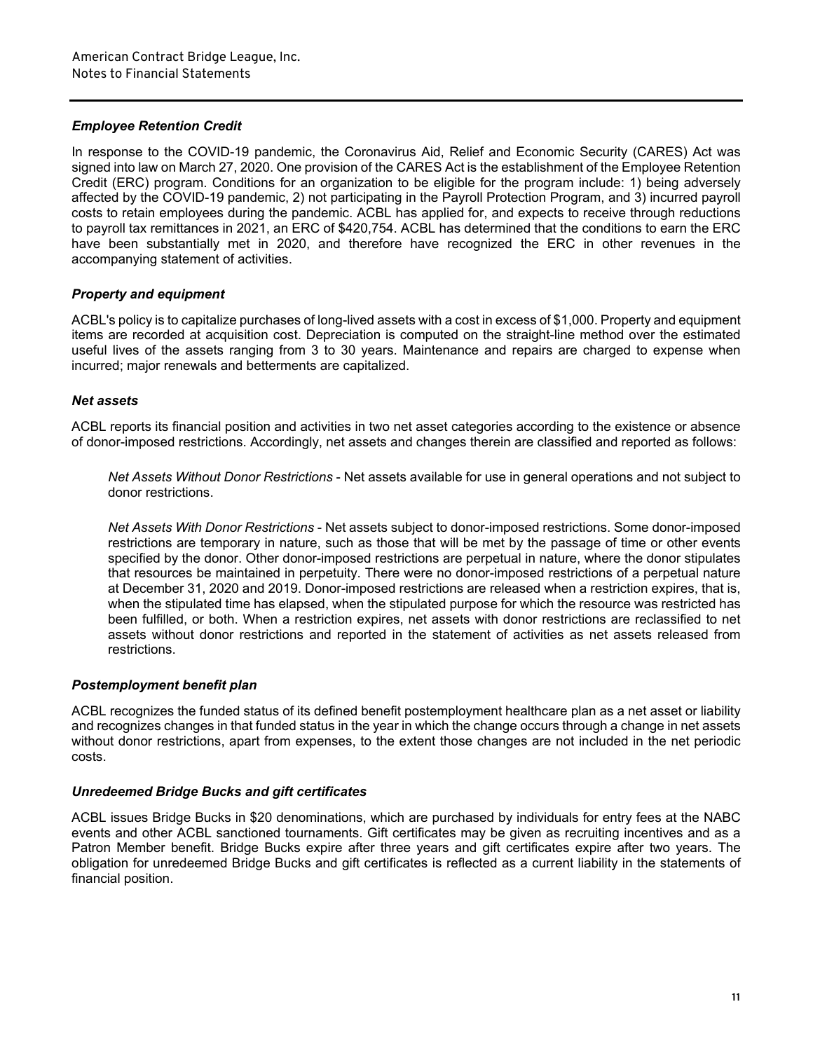### *Employee Retention Credit*

In response to the COVID-19 pandemic, the Coronavirus Aid, Relief and Economic Security (CARES) Act was signed into law on March 27, 2020. One provision of the CARES Act is the establishment of the Employee Retention Credit (ERC) program. Conditions for an organization to be eligible for the program include: 1) being adversely affected by the COVID-19 pandemic, 2) not participating in the Payroll Protection Program, and 3) incurred payroll costs to retain employees during the pandemic. ACBL has applied for, and expects to receive through reductions to payroll tax remittances in 2021, an ERC of $420,754. ACBL has determined that the conditions to earn the ERC have been substantially met in 2020, and therefore have recognized the ERC in other revenues in the accompanying statement of activities.

### *Property and equipment*

ACBL's policy is to capitalize purchases of long-lived assets with a cost in excess of $1,000. Property and equipment items are recorded at acquisition cost. Depreciation is computed on the straight-line method over the estimated useful lives of the assets ranging from 3 to 30 years. Maintenance and repairs are charged to expense when incurred; major renewals and betterments are capitalized.

### *Net assets*

ACBL reports its financial position and activities in two net asset categories according to the existence or absence of donor-imposed restrictions. Accordingly, net assets and changes therein are classified and reported as follows:

> *Net Assets Without Donor Restrictions* - Net assets available for use in general operations and not subject to donor restrictions.
>
> *Net Assets With Donor Restrictions* - Net assets subject to donor-imposed restrictions. Some donor-imposed restrictions are temporary in nature, such as those that will be met by the passage of time or other events specified by the donor. Other donor-imposed restrictions are perpetual in nature, where the donor stipulates that resources be maintained in perpetuity. There were no donor-imposed restrictions of a perpetual nature at December 31, 2020 and 2019. Donor-imposed restrictions are released when a restriction expires, that is, when the stipulated time has elapsed, when the stipulated purpose for which the resource was restricted has been fulfilled, or both. When a restriction expires, net assets with donor restrictions are reclassified to net assets without donor restrictions and reported in the statement of activities as net assets released from restrictions.

### *Postemployment benefit plan*

ACBL recognizes the funded status of its defined benefit postemployment healthcare plan as a net asset or liability and recognizes changes in that funded status in the year in which the change occurs through a change in net assets without donor restrictions, apart from expenses, to the extent those changes are not included in the net periodic costs.

### *Unredeemed Bridge Bucks and gift certificates*

ACBL issues Bridge Bucks in $20 denominations, which are purchased by individuals for entry fees at the NABC events and other ACBL sanctioned tournaments. Gift certificates may be given as recruiting incentives and as a Patron Member benefit. Bridge Bucks expire after three years and gift certificates expire after two years. The obligation for unredeemed Bridge Bucks and gift certificates is reflected as a current liability in the statements of financial position.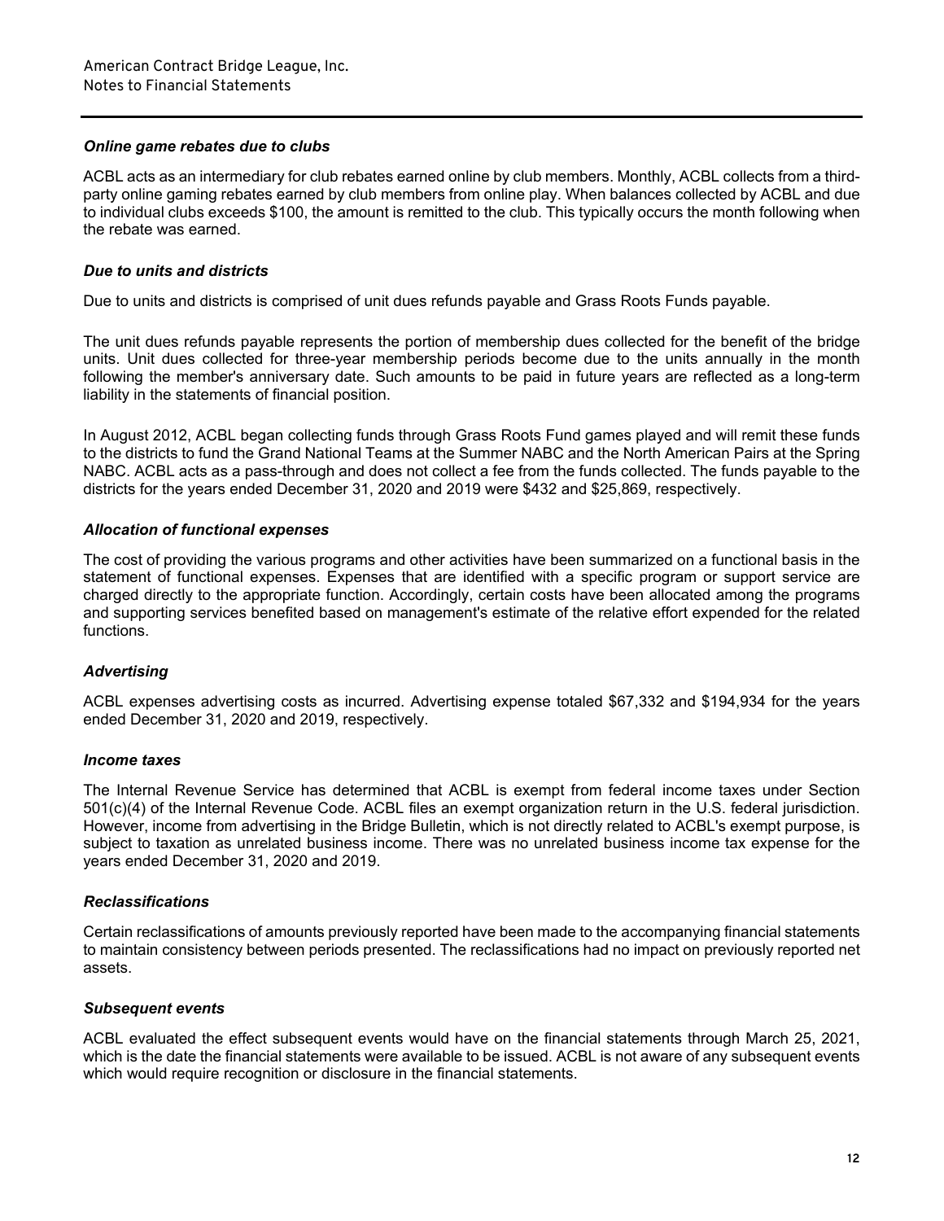### *Online game rebates due to clubs*

ACBL acts as an intermediary for club rebates earned online by club members. Monthly, ACBL collects from a third-party online gaming rebates earned by club members from online play. When balances collected by ACBL and due to individual clubs exceeds $100, the amount is remitted to the club. This typically occurs the month following when the rebate was earned.

### *Due to units and districts*

Due to units and districts is comprised of unit dues refunds payable and Grass Roots Funds payable.

The unit dues refunds payable represents the portion of membership dues collected for the benefit of the bridge units. Unit dues collected for three-year membership periods become due to the units annually in the month following the member's anniversary date. Such amounts to be paid in future years are reflected as a long-term liability in the statements of financial position.

In August 2012, ACBL began collecting funds through Grass Roots Fund games played and will remit these funds to the districts to fund the Grand National Teams at the Summer NABC and the North American Pairs at the Spring NABC. ACBL acts as a pass-through and does not collect a fee from the funds collected. The funds payable to the districts for the years ended December 31, 2020 and 2019 were $432 and $25,869, respectively.

### *Allocation of functional expenses*

The cost of providing the various programs and other activities have been summarized on a functional basis in the statement of functional expenses. Expenses that are identified with a specific program or support service are charged directly to the appropriate function. Accordingly, certain costs have been allocated among the programs and supporting services benefited based on management's estimate of the relative effort expended for the related functions.

### *Advertising*

ACBL expenses advertising costs as incurred. Advertising expense totaled $67,332 and $194,934 for the years ended December 31, 2020 and 2019, respectively.

### *Income taxes*

The Internal Revenue Service has determined that ACBL is exempt from federal income taxes under Section 501(c)(4) of the Internal Revenue Code. ACBL files an exempt organization return in the U.S. federal jurisdiction. However, income from advertising in the Bridge Bulletin, which is not directly related to ACBL's exempt purpose, is subject to taxation as unrelated business income. There was no unrelated business income tax expense for the years ended December 31, 2020 and 2019.

### *Reclassifications*

Certain reclassifications of amounts previously reported have been made to the accompanying financial statements to maintain consistency between periods presented. The reclassifications had no impact on previously reported net assets.

### *Subsequent events*

ACBL evaluated the effect subsequent events would have on the financial statements through March 25, 2021, which is the date the financial statements were available to be issued. ACBL is not aware of any subsequent events which would require recognition or disclosure in the financial statements.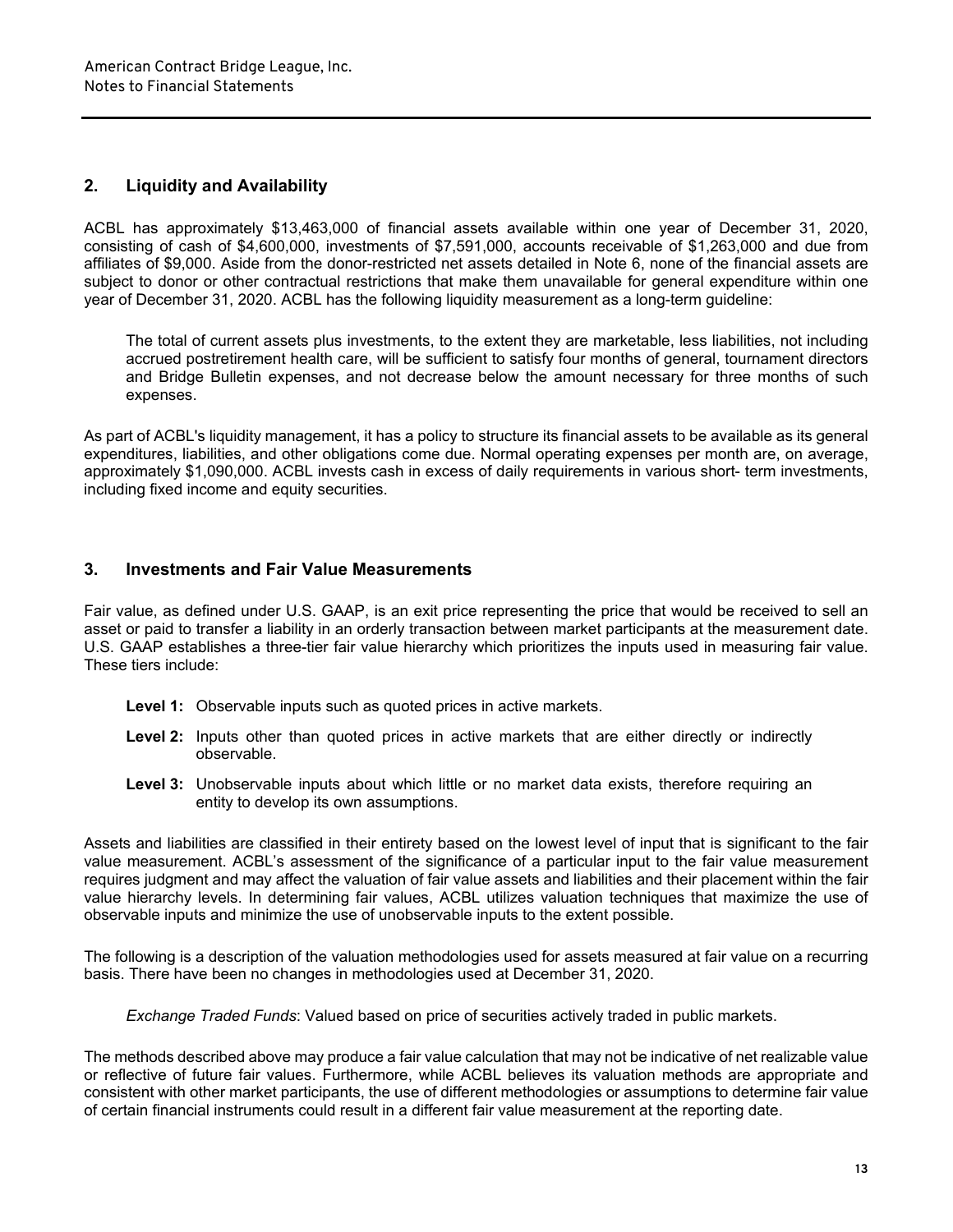## 2. Liquidity and Availability

ACBL has approximately $13,463,000 of financial assets available within one year of December 31, 2020, consisting of cash of $4,600,000, investments of $7,591,000, accounts receivable of $1,263,000 and due from affiliates of $9,000. Aside from the donor-restricted net assets detailed in Note 6, none of the financial assets are subject to donor or other contractual restrictions that make them unavailable for general expenditure within one year of December 31, 2020. ACBL has the following liquidity measurement as a long-term guideline:

> The total of current assets plus investments, to the extent they are marketable, less liabilities, not including accrued postretirement health care, will be sufficient to satisfy four months of general, tournament directors and Bridge Bulletin expenses, and not decrease below the amount necessary for three months of such expenses.

As part of ACBL's liquidity management, it has a policy to structure its financial assets to be available as its general expenditures, liabilities, and other obligations come due. Normal operating expenses per month are, on average, approximately $1,090,000. ACBL invests cash in excess of daily requirements in various short- term investments, including fixed income and equity securities.

## 3. Investments and Fair Value Measurements

Fair value, as defined under U.S. GAAP, is an exit price representing the price that would be received to sell an asset or paid to transfer a liability in an orderly transaction between market participants at the measurement date. U.S. GAAP establishes a three-tier fair value hierarchy which prioritizes the inputs used in measuring fair value. These tiers include:

- **Level 1:** Observable inputs such as quoted prices in active markets.
- **Level 2:** Inputs other than quoted prices in active markets that are either directly or indirectly observable.
- **Level 3:** Unobservable inputs about which little or no market data exists, therefore requiring an entity to develop its own assumptions.

Assets and liabilities are classified in their entirety based on the lowest level of input that is significant to the fair value measurement. ACBL's assessment of the significance of a particular input to the fair value measurement requires judgment and may affect the valuation of fair value assets and liabilities and their placement within the fair value hierarchy levels. In determining fair values, ACBL utilizes valuation techniques that maximize the use of observable inputs and minimize the use of unobservable inputs to the extent possible.

The following is a description of the valuation methodologies used for assets measured at fair value on a recurring basis. There have been no changes in methodologies used at December 31, 2020.

> *Exchange Traded Funds*: Valued based on price of securities actively traded in public markets.

The methods described above may produce a fair value calculation that may not be indicative of net realizable value or reflective of future fair values. Furthermore, while ACBL believes its valuation methods are appropriate and consistent with other market participants, the use of different methodologies or assumptions to determine fair value of certain financial instruments could result in a different fair value measurement at the reporting date.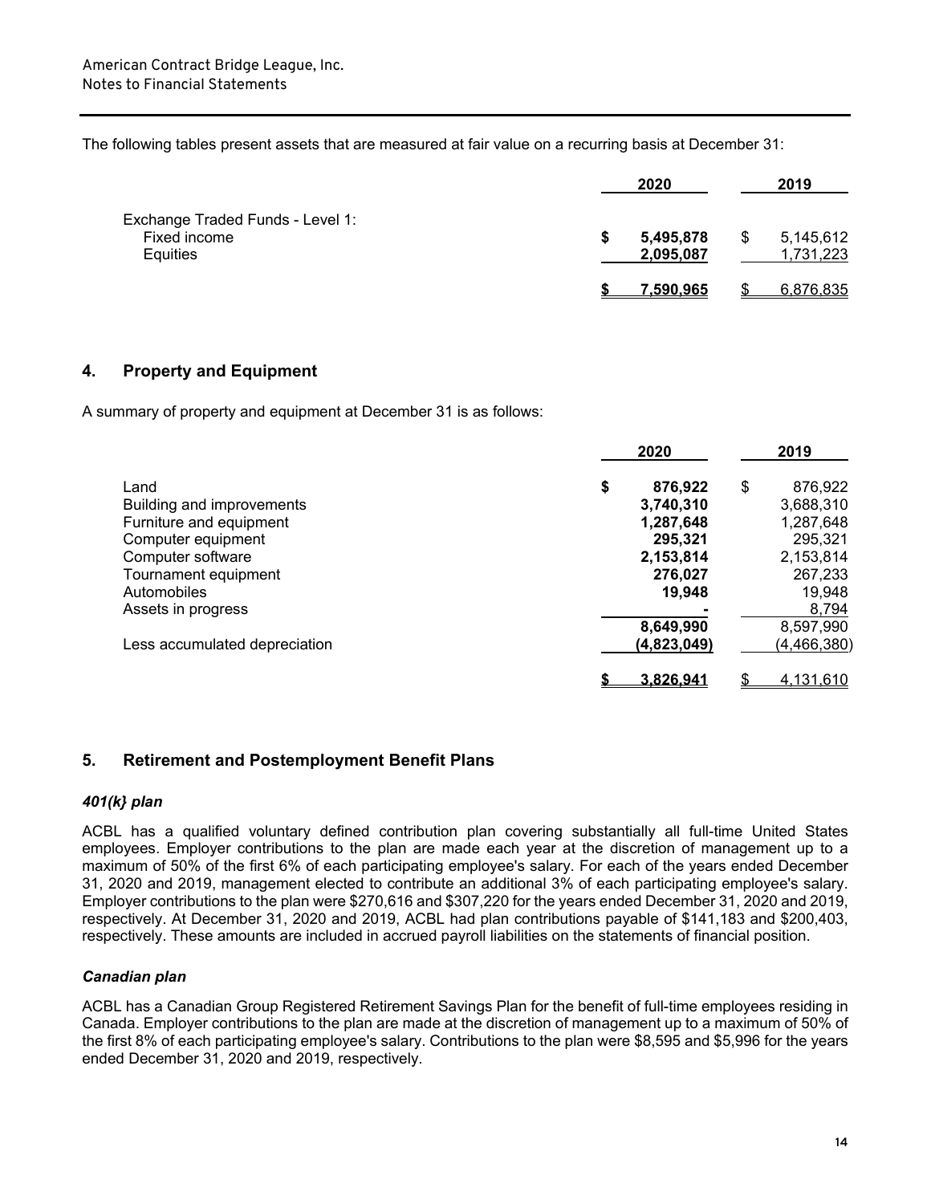The following tables present assets that are measured at fair value on a recurring basis at December 31:

| | 2020 | 2019 |
|---|---|---|
| Exchange Traded Funds - Level 1: | | |
| Fixed income | **$ 5,495,878** | $ 5,145,612 |
| Equities | **2,095,087** | 1,731,223 |
| | **$ 7,590,965** | $ 6,876,835 |

## 4. Property and Equipment

A summary of property and equipment at December 31 is as follows:

| | 2020 | 2019 |
|---|---|---|
| Land | **$ 876,922** | $ 876,922 |
| Building and improvements | **3,740,310** | 3,688,310 |
| Furniture and equipment | **1,287,648** | 1,287,648 |
| Computer equipment | **295,321** | 295,321 |
| Computer software | **2,153,814** | 2,153,814 |
| Tournament equipment | **276,027** | 267,233 |
| Automobiles | **19,948** | 19,948 |
| Assets in progress | **-** | 8,794 |
| | **8,649,990** | 8,597,990 |
| Less accumulated depreciation | **(4,823,049)** | (4,466,380) |
| | **$ 3,826,941** | $ 4,131,610 |

## 5. Retirement and Postemployment Benefit Plans

### *401(k} plan*

ACBL has a qualified voluntary defined contribution plan covering substantially all full-time United States employees. Employer contributions to the plan are made each year at the discretion of management up to a maximum of 50% of the first 6% of each participating employee's salary. For each of the years ended December 31, 2020 and 2019, management elected to contribute an additional 3% of each participating employee's salary. Employer contributions to the plan were $270,616 and $307,220 for the years ended December 31, 2020 and 2019, respectively. At December 31, 2020 and 2019, ACBL had plan contributions payable of $141,183 and $200,403, respectively. These amounts are included in accrued payroll liabilities on the statements of financial position.

### *Canadian plan*

ACBL has a Canadian Group Registered Retirement Savings Plan for the benefit of full-time employees residing in Canada. Employer contributions to the plan are made at the discretion of management up to a maximum of 50% of the first 8% of each participating employee's salary. Contributions to the plan were $8,595 and $5,996 for the years ended December 31, 2020 and 2019, respectively.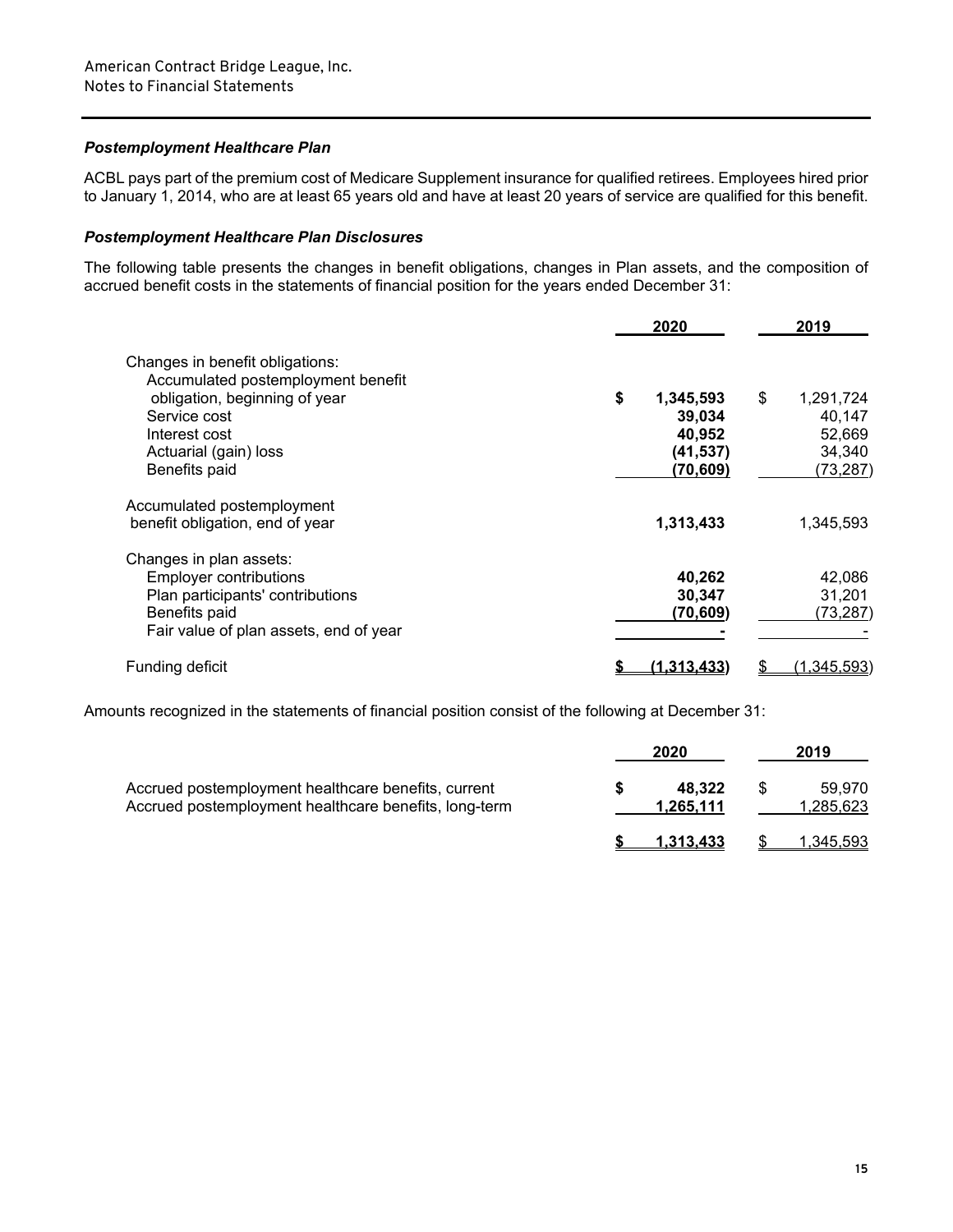### *Postemployment Healthcare Plan*

ACBL pays part of the premium cost of Medicare Supplement insurance for qualified retirees. Employees hired prior to January 1, 2014, who are at least 65 years old and have at least 20 years of service are qualified for this benefit.

### *Postemployment Healthcare Plan Disclosures*

The following table presents the changes in benefit obligations, changes in Plan assets, and the composition of accrued benefit costs in the statements of financial position for the years ended December 31:

| | **2020** | 2019 |
|---|---|---|
| Changes in benefit obligations: | | |
| Accumulated postemployment benefit obligation, beginning of year | **$ 1,345,593** | $ 1,291,724 |
| Service cost | **39,034** | 40,147 |
| Interest cost | **40,952** | 52,669 |
| Actuarial (gain) loss | **(41,537)** | 34,340 |
| Benefits paid | **(70,609)** | (73,287) |
| Accumulated postemployment benefit obligation, end of year | **1,313,433** | 1,345,593 |
| Changes in plan assets: | | |
| Employer contributions | **40,262** | 42,086 |
| Plan participants' contributions | **30,347** | 31,201 |
| Benefits paid | **(70,609)** | (73,287) |
| Fair value of plan assets, end of year | **-** | - |
| Funding deficit | **$ (1,313,433)** | $ (1,345,593) |

Amounts recognized in the statements of financial position consist of the following at December 31:

| | **2020** | 2019 |
|---|---|---|
| Accrued postemployment healthcare benefits, current | **$ 48,322** | $ 59,970 |
| Accrued postemployment healthcare benefits, long-term | **1,265,111** | 1,285,623 |
| | **$ 1,313,433** | $ 1,345,593 |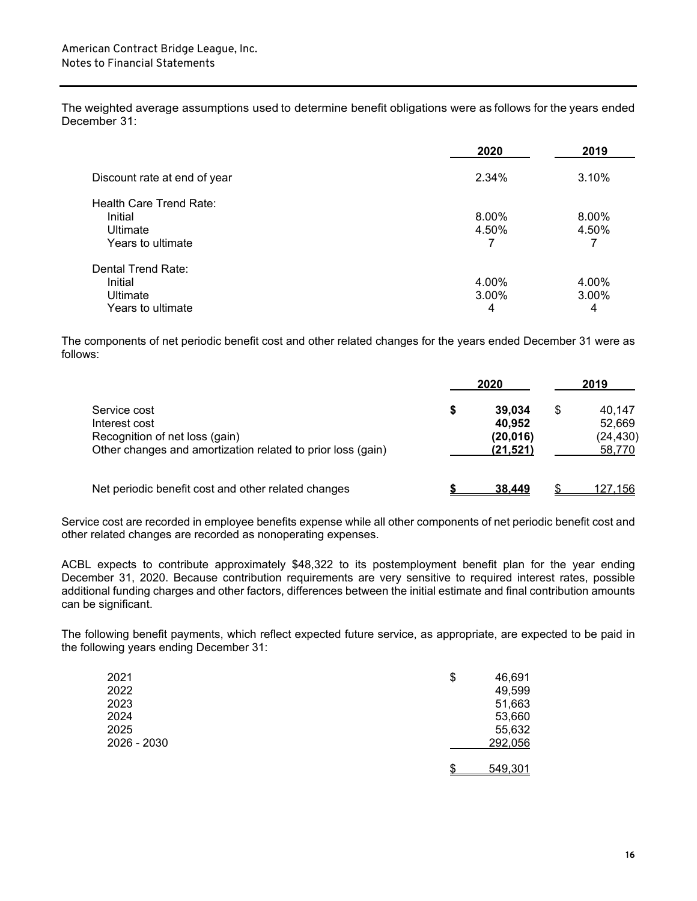The weighted average assumptions used to determine benefit obligations were as follows for the years ended December 31:

| | 2020 | 2019 |
|---|---|---|
| Discount rate at end of year | 2.34% | 3.10% |
| Health Care Trend Rate: | | |
| Initial | 8.00% | 8.00% |
| Ultimate | 4.50% | 4.50% |
| Years to ultimate | 7 | 7 |
| Dental Trend Rate: | | |
| Initial | 4.00% | 4.00% |
| Ultimate | 3.00% | 3.00% |
| Years to ultimate | 4 | 4 |

The components of net periodic benefit cost and other related changes for the years ended December 31 were as follows:

| | 2020 | 2019 |
|---|---|---|
| Service cost | **$ 39,034** | $ 40,147 |
| Interest cost | **40,952** | 52,669 |
| Recognition of net loss (gain) | **(20,016)** | (24,430) |
| Other changes and amortization related to prior loss (gain) | **(21,521)** | 58,770 |
| Net periodic benefit cost and other related changes | **$ 38,449** | $ 127,156 |

Service cost are recorded in employee benefits expense while all other components of net periodic benefit cost and other related changes are recorded as nonoperating expenses.

ACBL expects to contribute approximately $48,322 to its postemployment benefit plan for the year ending December 31, 2020. Because contribution requirements are very sensitive to required interest rates, possible additional funding charges and other factors, differences between the initial estimate and final contribution amounts can be significant.

The following benefit payments, which reflect expected future service, as appropriate, are expected to be paid in the following years ending December 31:

| | |
|---|---|
| 2021 | $ 46,691 |
| 2022 | 49,599 |
| 2023 | 51,663 |
| 2024 | 53,660 |
| 2025 | 55,632 |
| 2026 - 2030 | 292,056 |
| | $ 549,301 |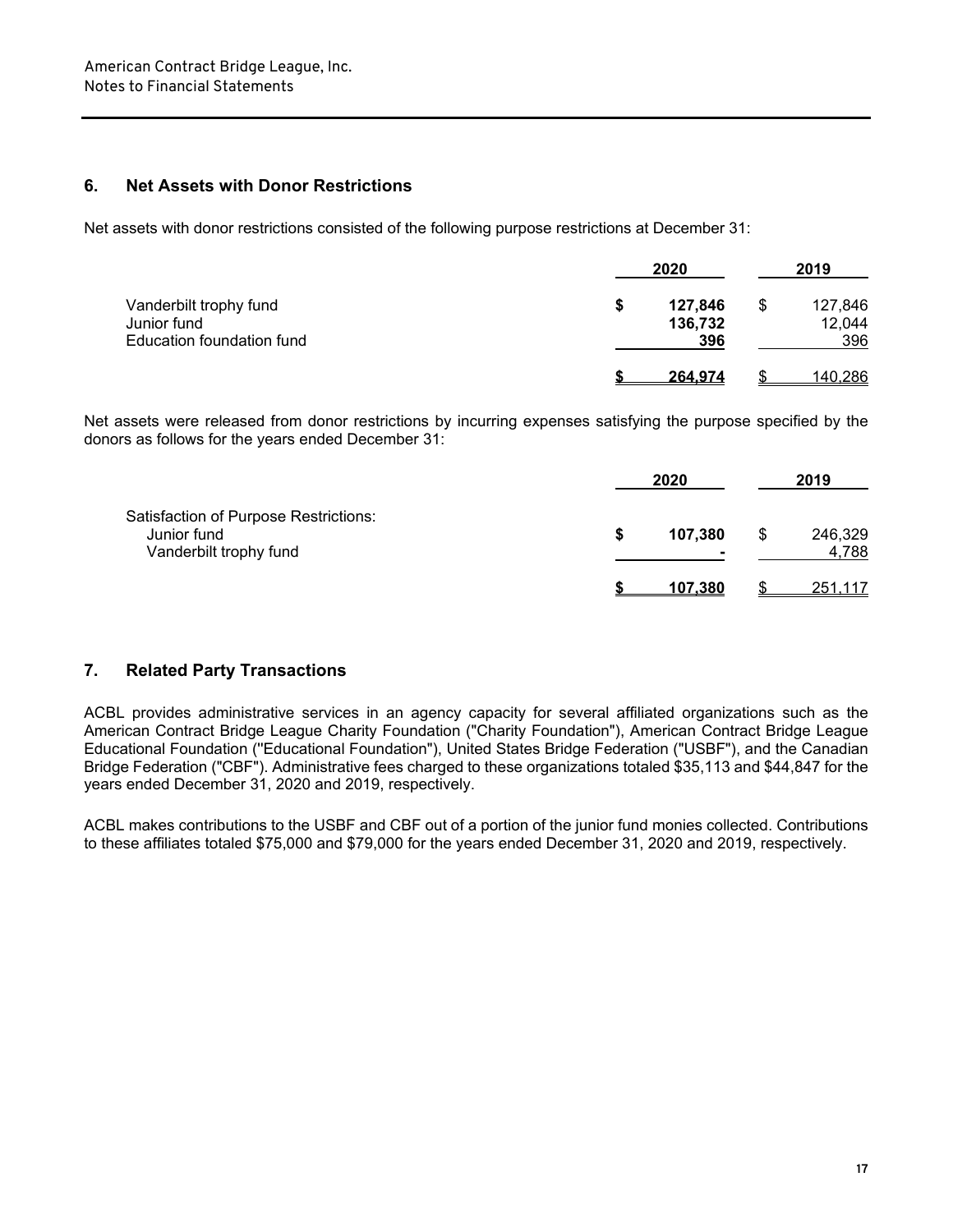## 6. Net Assets with Donor Restrictions

Net assets with donor restrictions consisted of the following purpose restrictions at December 31:

| | 2020 | 2019 |
|---|---|---|
| Vanderbilt trophy fund | **$ 127,846** | $ 127,846 |
| Junior fund | **136,732** | 12,044 |
| Education foundation fund | **396** | 396 |
| | **$ 264,974** | $ 140,286 |

Net assets were released from donor restrictions by incurring expenses satisfying the purpose specified by the donors as follows for the years ended December 31:

| | 2020 | 2019 |
|---|---|---|
| Satisfaction of Purpose Restrictions: | | |
| Junior fund | **$ 107,380** | $ 246,329 |
| Vanderbilt trophy fund | **-** | 4,788 |
| | **$ 107,380** | $ 251,117 |

## 7. Related Party Transactions

ACBL provides administrative services in an agency capacity for several affiliated organizations such as the American Contract Bridge League Charity Foundation ("Charity Foundation"), American Contract Bridge League Educational Foundation ("Educational Foundation"), United States Bridge Federation ("USBF"), and the Canadian Bridge Federation ("CBF"). Administrative fees charged to these organizations totaled $35,113 and $44,847 for the years ended December 31, 2020 and 2019, respectively.

ACBL makes contributions to the USBF and CBF out of a portion of the junior fund monies collected. Contributions to these affiliates totaled $75,000 and $79,000 for the years ended December 31, 2020 and 2019, respectively.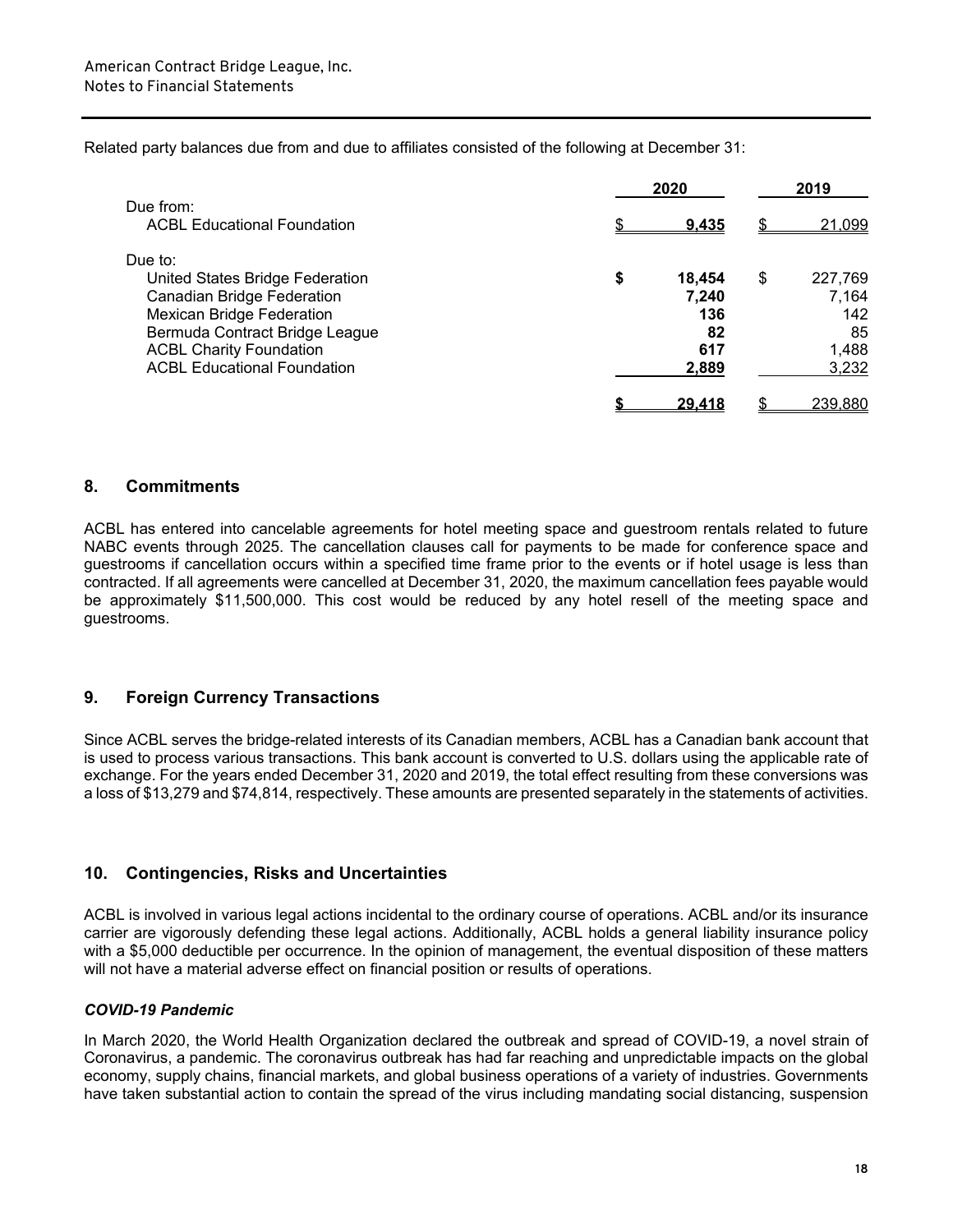Related party balances due from and due to affiliates consisted of the following at December 31:

| | 2020 | 2019 |
|---|---|---|
| Due from: | | |
| ACBL Educational Foundation | $ 9,435 | $ 21,099 |
| Due to: | | |
| United States Bridge Federation | $ 18,454 | $ 227,769 |
| Canadian Bridge Federation | 7,240 | 7,164 |
| Mexican Bridge Federation | 136 | 142 |
| Bermuda Contract Bridge League | 82 | 85 |
| ACBL Charity Foundation | 617 | 1,488 |
| ACBL Educational Foundation | 2,889 | 3,232 |
| | $ 29,418 | $ 239,880 |

## 8. Commitments

ACBL has entered into cancelable agreements for hotel meeting space and guestroom rentals related to future NABC events through 2025. The cancellation clauses call for payments to be made for conference space and guestrooms if cancellation occurs within a specified time frame prior to the events or if hotel usage is less than contracted. If all agreements were cancelled at December 31, 2020, the maximum cancellation fees payable would be approximately $11,500,000. This cost would be reduced by any hotel resell of the meeting space and guestrooms.

## 9. Foreign Currency Transactions

Since ACBL serves the bridge-related interests of its Canadian members, ACBL has a Canadian bank account that is used to process various transactions. This bank account is converted to U.S. dollars using the applicable rate of exchange. For the years ended December 31, 2020 and 2019, the total effect resulting from these conversions was a loss of $13,279 and $74,814, respectively. These amounts are presented separately in the statements of activities.

## 10. Contingencies, Risks and Uncertainties

ACBL is involved in various legal actions incidental to the ordinary course of operations. ACBL and/or its insurance carrier are vigorously defending these legal actions. Additionally, ACBL holds a general liability insurance policy with a $5,000 deductible per occurrence. In the opinion of management, the eventual disposition of these matters will not have a material adverse effect on financial position or results of operations.

### *COVID-19 Pandemic*

In March 2020, the World Health Organization declared the outbreak and spread of COVID-19, a novel strain of Coronavirus, a pandemic. The coronavirus outbreak has had far reaching and unpredictable impacts on the global economy, supply chains, financial markets, and global business operations of a variety of industries. Governments have taken substantial action to contain the spread of the virus including mandating social distancing, suspension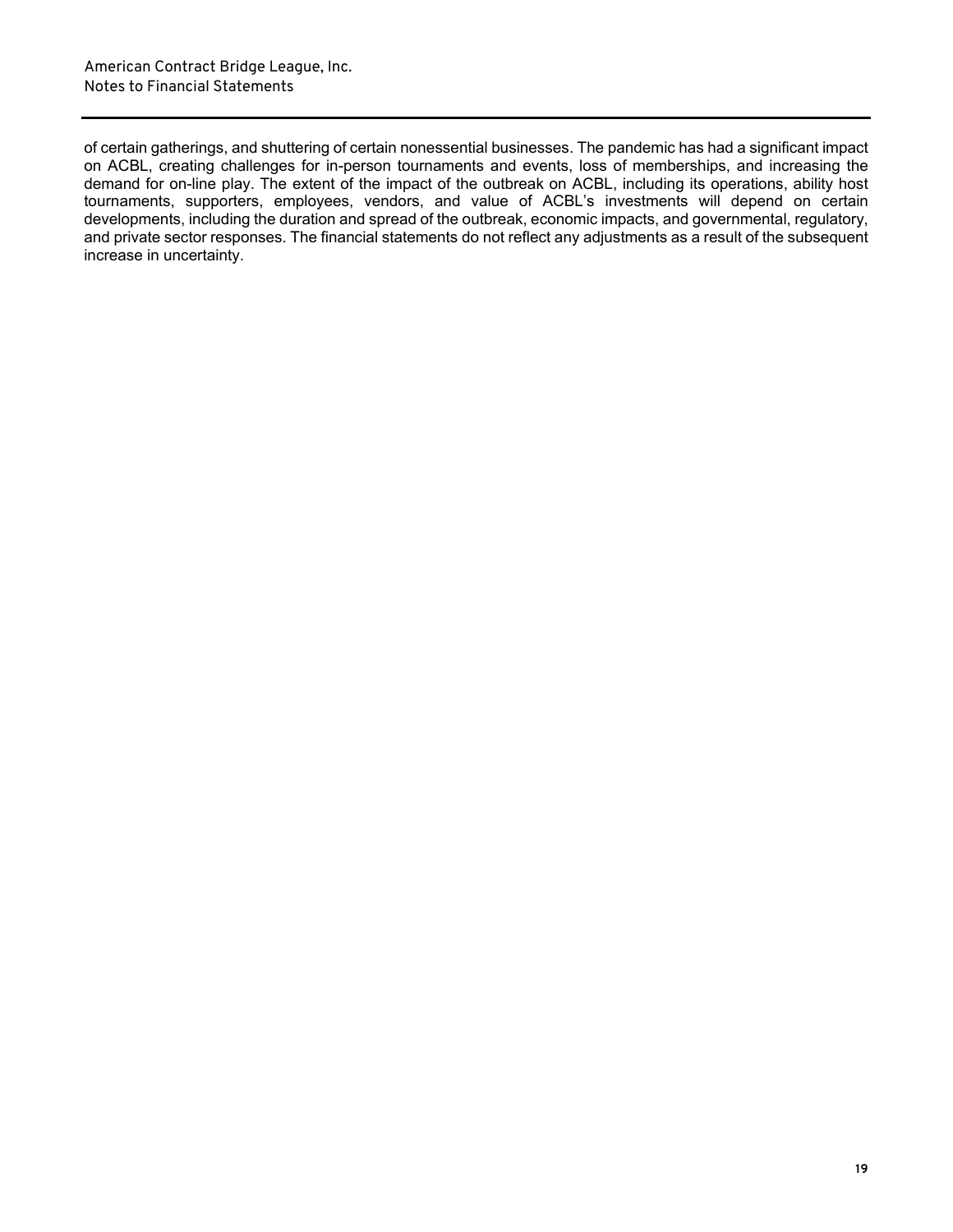of certain gatherings, and shuttering of certain nonessential businesses. The pandemic has had a significant impact on ACBL, creating challenges for in-person tournaments and events, loss of memberships, and increasing the demand for on-line play. The extent of the impact of the outbreak on ACBL, including its operations, ability host tournaments, supporters, employees, vendors, and value of ACBL's investments will depend on certain developments, including the duration and spread of the outbreak, economic impacts, and governmental, regulatory, and private sector responses. The financial statements do not reflect any adjustments as a result of the subsequent increase in uncertainty.